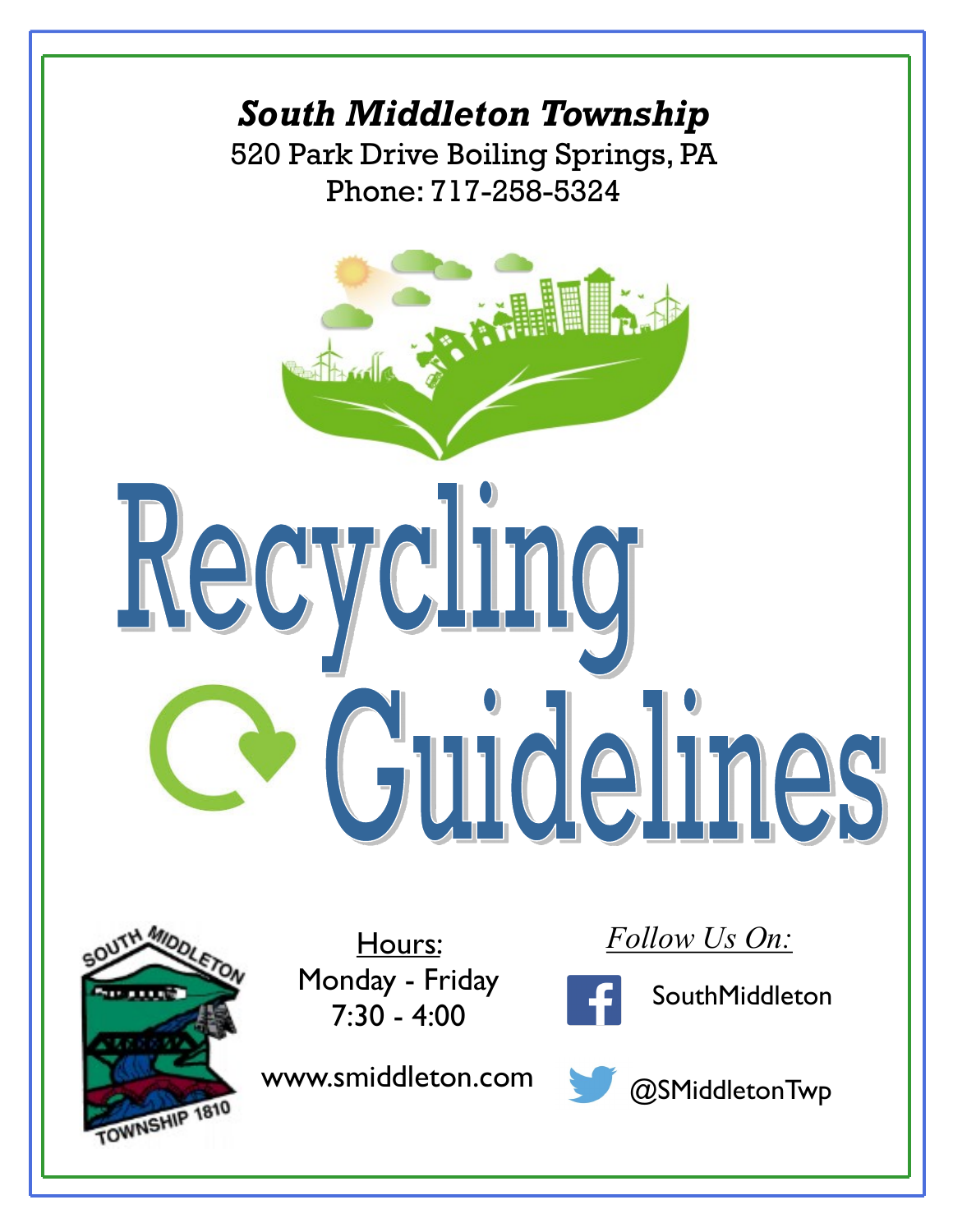**_South Middleton Township_**

520 Park Drive Boiling Springs, PA

Phone: 717-258-5324

# Recycling Guidelines

<u>Hours:</u>

Monday - Friday

7:30 - 4:00

www.smiddleton.com

<u>*Follow Us On:*</u>

SouthMiddleton

@SMiddletonTwp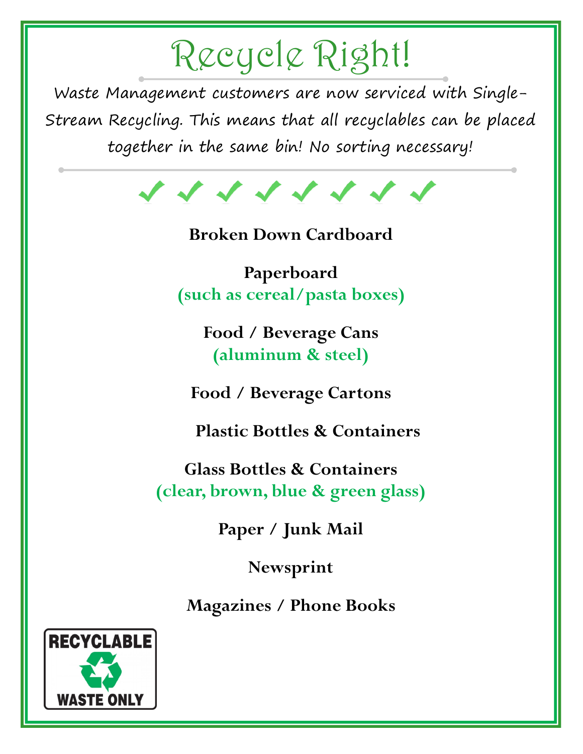# Recycle Right!

Waste Management customers are now serviced with Single-Stream Recycling. This means that all recyclables can be placed together in the same bin! No sorting necessary!

✓ ✓ ✓ ✓ ✓ ✓ ✓ ✓

**Broken Down Cardboard**

**Paperboard**
**(such as cereal/pasta boxes)**

**Food / Beverage Cans**
**(aluminum & steel)**

**Food / Beverage Cartons**

**Plastic Bottles & Containers**

**Glass Bottles & Containers**
**(clear, brown, blue & green glass)**

**Paper / Junk Mail**

**Newsprint**

**Magazines / Phone Books**

RECYCLABLE
WASTE ONLY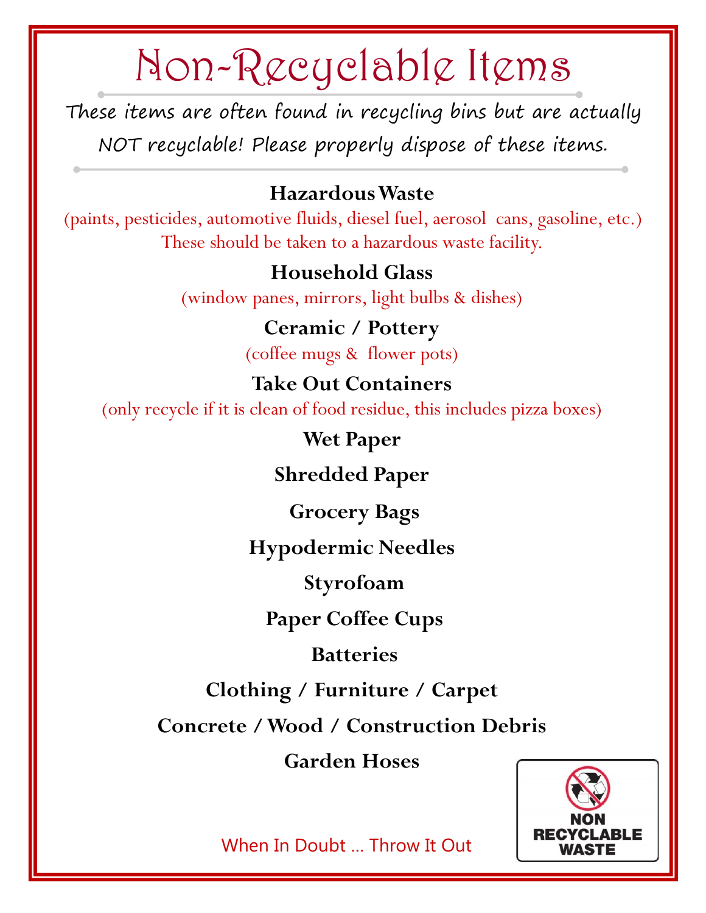# Non-Recyclable Items

These items are often found in recycling bins but are actually NOT recyclable! Please properly dispose of these items.

**Hazardous Waste**

(paints, pesticides, automotive fluids, diesel fuel, aerosol cans, gasoline, etc.)
These should be taken to a hazardous waste facility.

**Household Glass**

(window panes, mirrors, light bulbs & dishes)

**Ceramic / Pottery**

(coffee mugs & flower pots)

**Take Out Containers**

(only recycle if it is clean of food residue, this includes pizza boxes)

**Wet Paper**

**Shredded Paper**

**Grocery Bags**

**Hypodermic Needles**

**Styrofoam**

**Paper Coffee Cups**

**Batteries**

**Clothing / Furniture / Carpet**

**Concrete / Wood / Construction Debris**

**Garden Hoses**

When In Doubt … Throw It Out

NON RECYCLABLE WASTE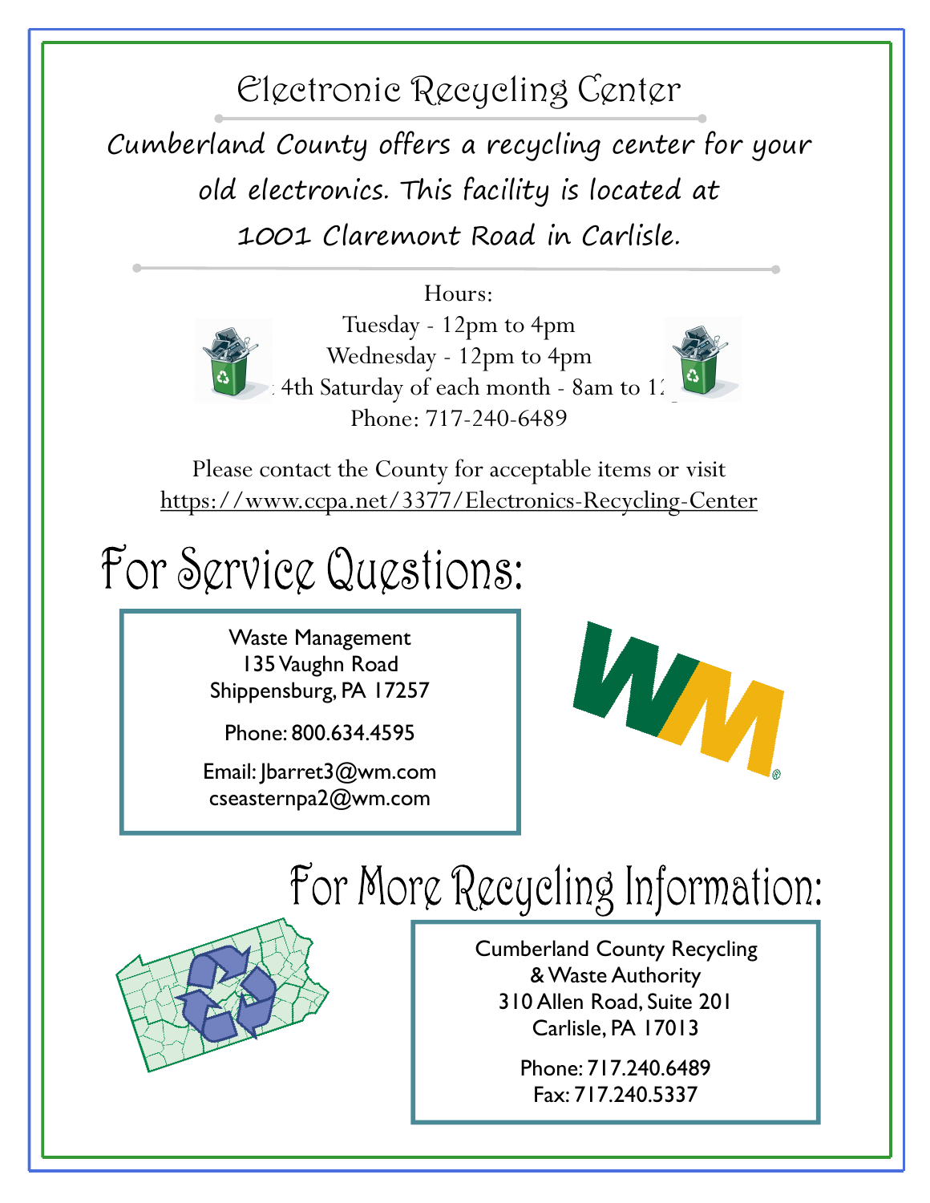# Electronic Recycling Center

Cumberland County offers a recycling center for your old electronics. This facility is located at 1001 Claremont Road in Carlisle.

Hours:
Tuesday - 12pm to 4pm
Wednesday - 12pm to 4pm
4th Saturday of each month - 8am to 12pm
Phone: 717-240-6489

Please contact the County for acceptable items or visit
https://www.ccpa.net/3377/Electronics-Recycling-Center

## For Service Questions:

Waste Management
135 Vaughn Road
Shippensburg, PA 17257

Phone: 800.634.4595

Email: Jbarret3@wm.com
cseasternpa2@wm.com

## For More Recycling Information:

Cumberland County Recycling
& Waste Authority
310 Allen Road, Suite 201
Carlisle, PA 17013

Phone: 717.240.6489
Fax: 717.240.5337